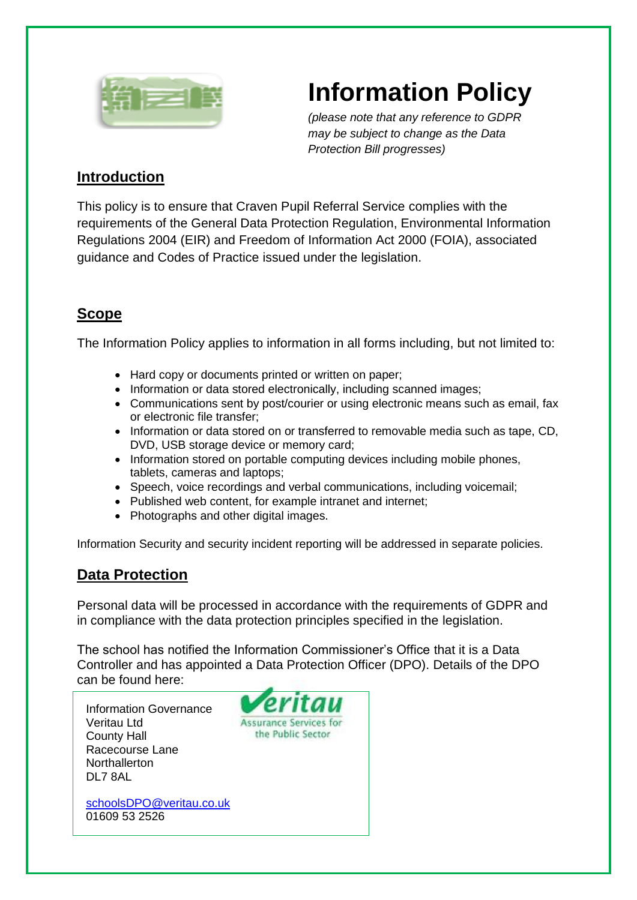# Information Policy

*(please note that any reference to GDPR may be subject to change as the Data Protection Bill progresses)*

## Introduction

This policy is to ensure that Craven Pupil Referral Service complies with the requirements of the General Data Protection Regulation, Environmental Information Regulations 2004 (EIR) and Freedom of Information Act 2000 (FOIA), associated guidance and Codes of Practice issued under the legislation.

## Scope

The Information Policy applies to information in all forms including, but not limited to:

- Hard copy or documents printed or written on paper;
- Information or data stored electronically, including scanned images;
- Communications sent by post/courier or using electronic means such as email, fax or electronic file transfer;
- Information or data stored on or transferred to removable media such as tape, CD, DVD, USB storage device or memory card;
- Information stored on portable computing devices including mobile phones, tablets, cameras and laptops;
- Speech, voice recordings and verbal communications, including voicemail;
- Published web content, for example intranet and internet;
- Photographs and other digital images.

Information Security and security incident reporting will be addressed in separate policies.

## Data Protection

Personal data will be processed in accordance with the requirements of GDPR and in compliance with the data protection principles specified in the legislation.

The school has notified the Information Commissioner's Office that it is a Data Controller and has appointed a Data Protection Officer (DPO). Details of the DPO can be found here:

Information Governance
Veritau Ltd
County Hall
Racecourse Lane
Northallerton
DL7 8AL

Veritau – Assurance Services for the Public Sector

schoolsDPO@veritau.co.uk
01609 53 2526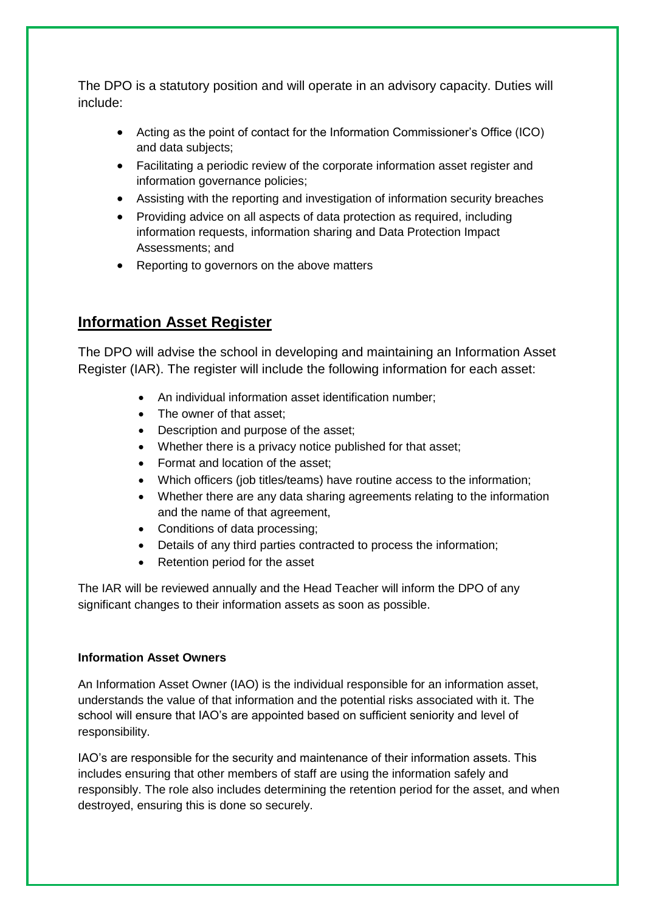The DPO is a statutory position and will operate in an advisory capacity. Duties will include:

- Acting as the point of contact for the Information Commissioner's Office (ICO) and data subjects;
- Facilitating a periodic review of the corporate information asset register and information governance policies;
- Assisting with the reporting and investigation of information security breaches
- Providing advice on all aspects of data protection as required, including information requests, information sharing and Data Protection Impact Assessments; and
- Reporting to governors on the above matters

## Information Asset Register

The DPO will advise the school in developing and maintaining an Information Asset Register (IAR). The register will include the following information for each asset:

- An individual information asset identification number;
- The owner of that asset;
- Description and purpose of the asset;
- Whether there is a privacy notice published for that asset;
- Format and location of the asset;
- Which officers (job titles/teams) have routine access to the information;
- Whether there are any data sharing agreements relating to the information and the name of that agreement,
- Conditions of data processing;
- Details of any third parties contracted to process the information;
- Retention period for the asset

The IAR will be reviewed annually and the Head Teacher will inform the DPO of any significant changes to their information assets as soon as possible.

### Information Asset Owners

An Information Asset Owner (IAO) is the individual responsible for an information asset, understands the value of that information and the potential risks associated with it. The school will ensure that IAO's are appointed based on sufficient seniority and level of responsibility.

IAO's are responsible for the security and maintenance of their information assets. This includes ensuring that other members of staff are using the information safely and responsibly. The role also includes determining the retention period for the asset, and when destroyed, ensuring this is done so securely.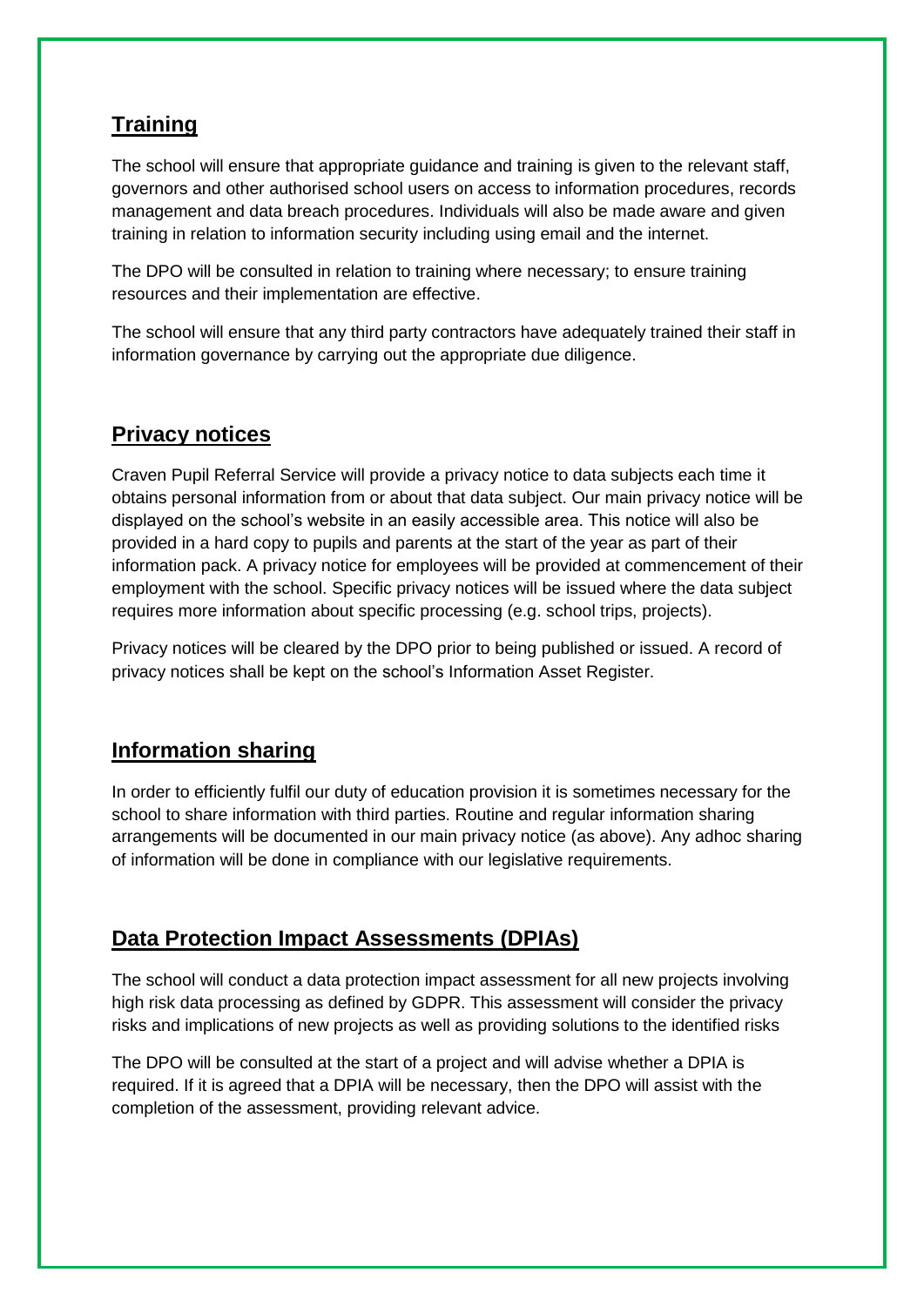## Training

The school will ensure that appropriate guidance and training is given to the relevant staff, governors and other authorised school users on access to information procedures, records management and data breach procedures. Individuals will also be made aware and given training in relation to information security including using email and the internet.

The DPO will be consulted in relation to training where necessary; to ensure training resources and their implementation are effective.

The school will ensure that any third party contractors have adequately trained their staff in information governance by carrying out the appropriate due diligence.

## Privacy notices

Craven Pupil Referral Service will provide a privacy notice to data subjects each time it obtains personal information from or about that data subject. Our main privacy notice will be displayed on the school's website in an easily accessible area. This notice will also be provided in a hard copy to pupils and parents at the start of the year as part of their information pack. A privacy notice for employees will be provided at commencement of their employment with the school. Specific privacy notices will be issued where the data subject requires more information about specific processing (e.g. school trips, projects).

Privacy notices will be cleared by the DPO prior to being published or issued. A record of privacy notices shall be kept on the school's Information Asset Register.

## Information sharing

In order to efficiently fulfil our duty of education provision it is sometimes necessary for the school to share information with third parties. Routine and regular information sharing arrangements will be documented in our main privacy notice (as above). Any adhoc sharing of information will be done in compliance with our legislative requirements.

## Data Protection Impact Assessments (DPIAs)

The school will conduct a data protection impact assessment for all new projects involving high risk data processing as defined by GDPR. This assessment will consider the privacy risks and implications of new projects as well as providing solutions to the identified risks

The DPO will be consulted at the start of a project and will advise whether a DPIA is required. If it is agreed that a DPIA will be necessary, then the DPO will assist with the completion of the assessment, providing relevant advice.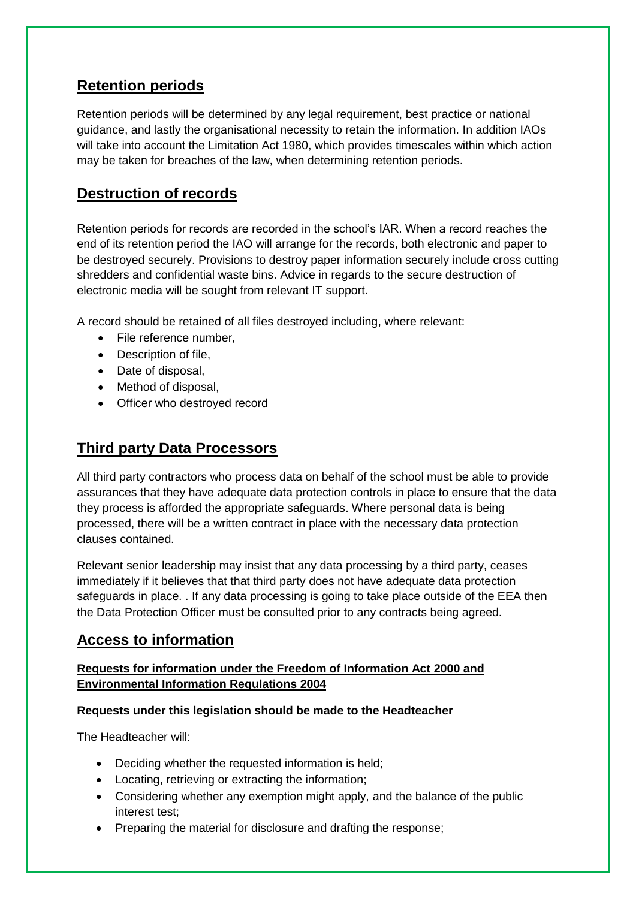## Retention periods

Retention periods will be determined by any legal requirement, best practice or national guidance, and lastly the organisational necessity to retain the information. In addition IAOs will take into account the Limitation Act 1980, which provides timescales within which action may be taken for breaches of the law, when determining retention periods.

## Destruction of records

Retention periods for records are recorded in the school's IAR. When a record reaches the end of its retention period the IAO will arrange for the records, both electronic and paper to be destroyed securely. Provisions to destroy paper information securely include cross cutting shredders and confidential waste bins. Advice in regards to the secure destruction of electronic media will be sought from relevant IT support.

A record should be retained of all files destroyed including, where relevant:

- File reference number,
- Description of file,
- Date of disposal,
- Method of disposal,
- Officer who destroyed record

## Third party Data Processors

All third party contractors who process data on behalf of the school must be able to provide assurances that they have adequate data protection controls in place to ensure that the data they process is afforded the appropriate safeguards. Where personal data is being processed, there will be a written contract in place with the necessary data protection clauses contained.

Relevant senior leadership may insist that any data processing by a third party, ceases immediately if it believes that that third party does not have adequate data protection safeguards in place. . If any data processing is going to take place outside of the EEA then the Data Protection Officer must be consulted prior to any contracts being agreed.

## Access to information

### Requests for information under the Freedom of Information Act 2000 and Environmental Information Regulations 2004

**Requests under this legislation should be made to the Headteacher**

The Headteacher will:

- Deciding whether the requested information is held;
- Locating, retrieving or extracting the information;
- Considering whether any exemption might apply, and the balance of the public interest test;
- Preparing the material for disclosure and drafting the response;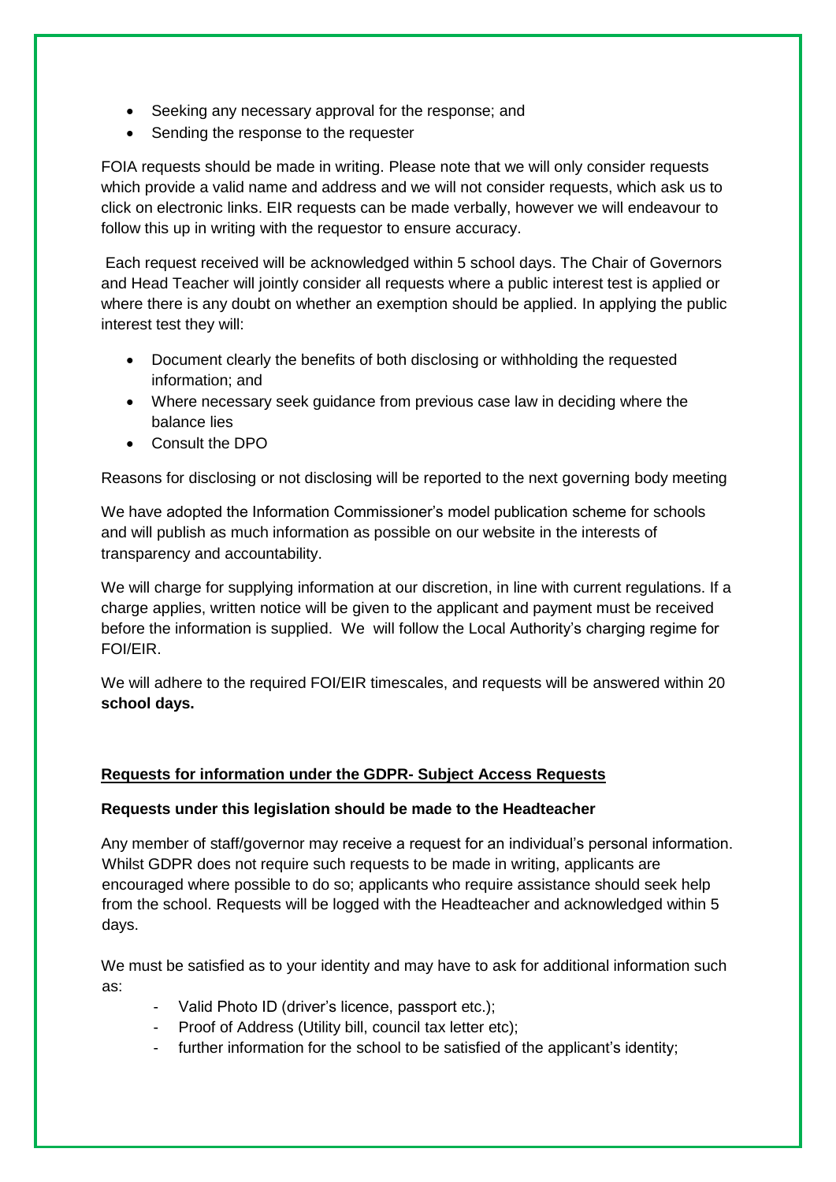- Seeking any necessary approval for the response; and
- Sending the response to the requester

FOIA requests should be made in writing. Please note that we will only consider requests which provide a valid name and address and we will not consider requests, which ask us to click on electronic links. EIR requests can be made verbally, however we will endeavour to follow this up in writing with the requestor to ensure accuracy.

Each request received will be acknowledged within 5 school days. The Chair of Governors and Head Teacher will jointly consider all requests where a public interest test is applied or where there is any doubt on whether an exemption should be applied. In applying the public interest test they will:

- Document clearly the benefits of both disclosing or withholding the requested information; and
- Where necessary seek guidance from previous case law in deciding where the balance lies
- Consult the DPO

Reasons for disclosing or not disclosing will be reported to the next governing body meeting

We have adopted the Information Commissioner's model publication scheme for schools and will publish as much information as possible on our website in the interests of transparency and accountability.

We will charge for supplying information at our discretion, in line with current regulations. If a charge applies, written notice will be given to the applicant and payment must be received before the information is supplied. We will follow the Local Authority's charging regime for FOI/EIR.

We will adhere to the required FOI/EIR timescales, and requests will be answered within 20 **school days.**

## Requests for information under the GDPR- Subject Access Requests

**Requests under this legislation should be made to the Headteacher**

Any member of staff/governor may receive a request for an individual's personal information. Whilst GDPR does not require such requests to be made in writing, applicants are encouraged where possible to do so; applicants who require assistance should seek help from the school. Requests will be logged with the Headteacher and acknowledged within 5 days.

We must be satisfied as to your identity and may have to ask for additional information such as:

- Valid Photo ID (driver's licence, passport etc.);
- Proof of Address (Utility bill, council tax letter etc);
- further information for the school to be satisfied of the applicant's identity;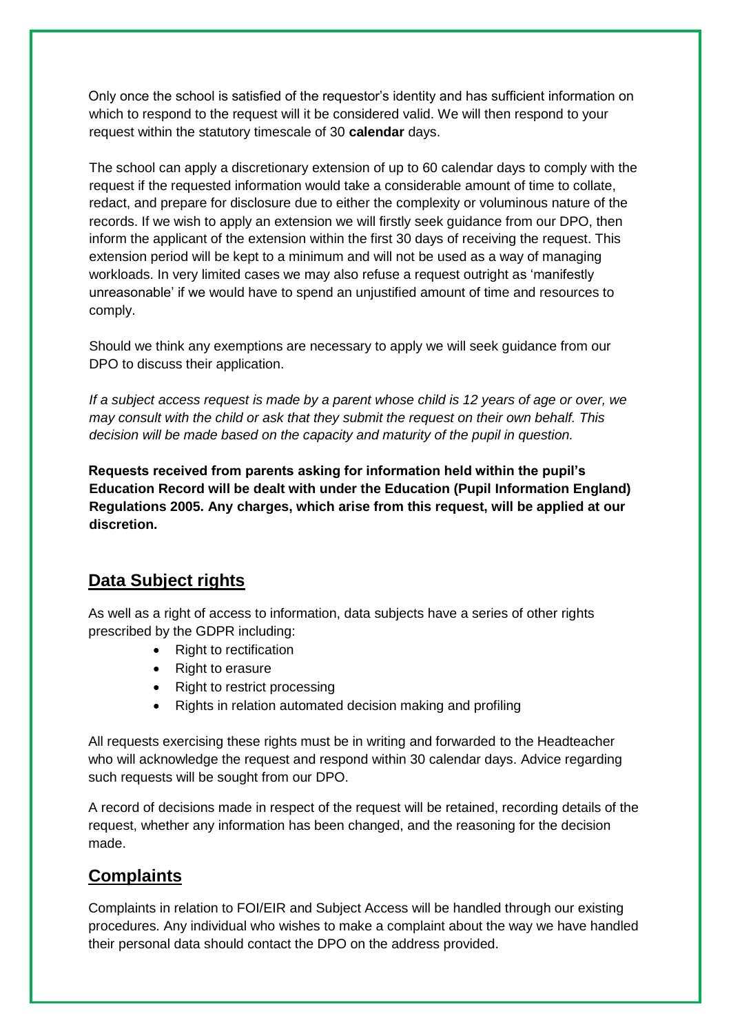Only once the school is satisfied of the requestor's identity and has sufficient information on which to respond to the request will it be considered valid. We will then respond to your request within the statutory timescale of 30 **calendar** days.

The school can apply a discretionary extension of up to 60 calendar days to comply with the request if the requested information would take a considerable amount of time to collate, redact, and prepare for disclosure due to either the complexity or voluminous nature of the records. If we wish to apply an extension we will firstly seek guidance from our DPO, then inform the applicant of the extension within the first 30 days of receiving the request. This extension period will be kept to a minimum and will not be used as a way of managing workloads. In very limited cases we may also refuse a request outright as 'manifestly unreasonable' if we would have to spend an unjustified amount of time and resources to comply.

Should we think any exemptions are necessary to apply we will seek guidance from our DPO to discuss their application.

*If a subject access request is made by a parent whose child is 12 years of age or over, we may consult with the child or ask that they submit the request on their own behalf. This decision will be made based on the capacity and maturity of the pupil in question.*

**Requests received from parents asking for information held within the pupil's Education Record will be dealt with under the Education (Pupil Information England) Regulations 2005. Any charges, which arise from this request, will be applied at our discretion.**

## Data Subject rights

As well as a right of access to information, data subjects have a series of other rights prescribed by the GDPR including:

- Right to rectification
- Right to erasure
- Right to restrict processing
- Rights in relation automated decision making and profiling

All requests exercising these rights must be in writing and forwarded to the Headteacher who will acknowledge the request and respond within 30 calendar days. Advice regarding such requests will be sought from our DPO.

A record of decisions made in respect of the request will be retained, recording details of the request, whether any information has been changed, and the reasoning for the decision made.

## Complaints

Complaints in relation to FOI/EIR and Subject Access will be handled through our existing procedures. Any individual who wishes to make a complaint about the way we have handled their personal data should contact the DPO on the address provided.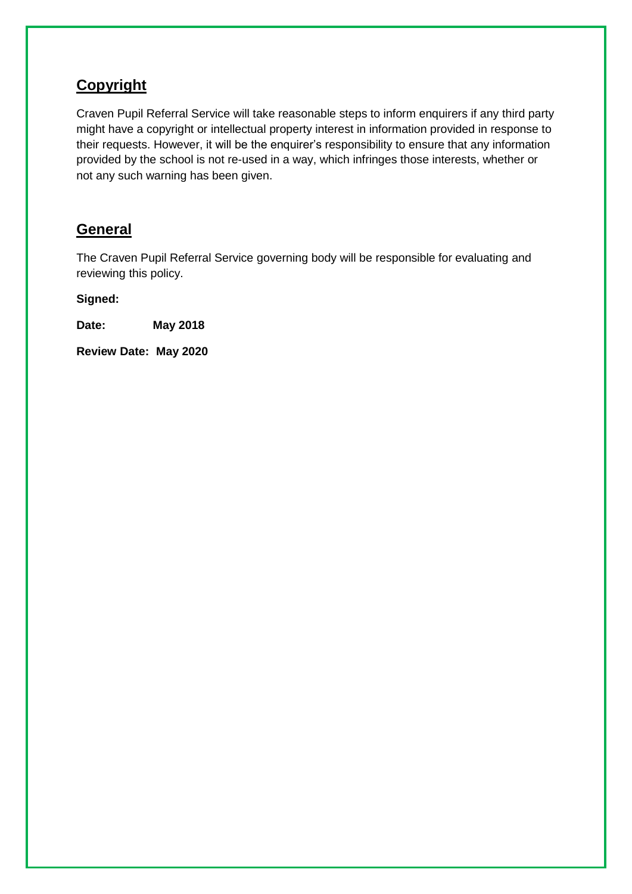## Copyright

Craven Pupil Referral Service will take reasonable steps to inform enquirers if any third party might have a copyright or intellectual property interest in information provided in response to their requests. However, it will be the enquirer's responsibility to ensure that any information provided by the school is not re-used in a way, which infringes those interests, whether or not any such warning has been given.

## General

The Craven Pupil Referral Service governing body will be responsible for evaluating and reviewing this policy.

**Signed:**

**Date: May 2018**

**Review Date: May 2020**